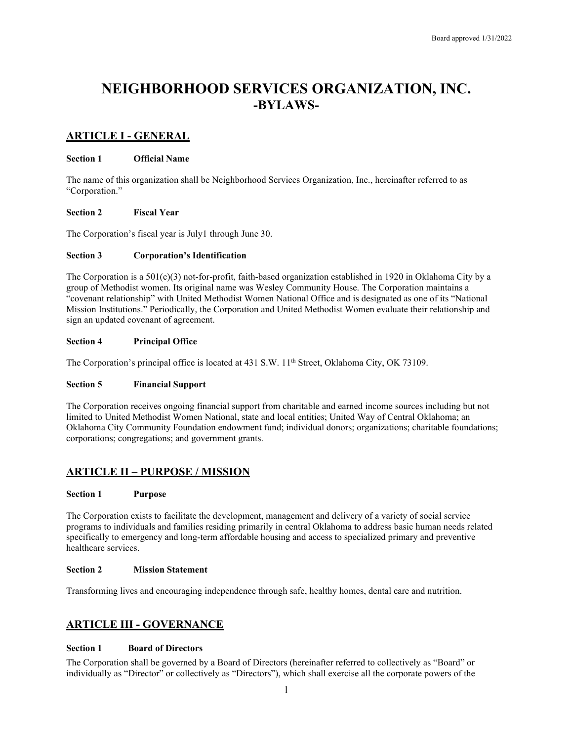Board approved 1/31/2022

# NEIGHBORHOOD SERVICES ORGANIZATION, INC.
# -BYLAWS-

## ARTICLE I - GENERAL

### Section 1 Official Name

The name of this organization shall be Neighborhood Services Organization, Inc., hereinafter referred to as "Corporation."

### Section 2 Fiscal Year

The Corporation's fiscal year is July1 through June 30.

### Section 3 Corporation's Identification

The Corporation is a 501(c)(3) not-for-profit, faith-based organization established in 1920 in Oklahoma City by a group of Methodist women. Its original name was Wesley Community House. The Corporation maintains a "covenant relationship" with United Methodist Women National Office and is designated as one of its "National Mission Institutions." Periodically, the Corporation and United Methodist Women evaluate their relationship and sign an updated covenant of agreement.

### Section 4 Principal Office

The Corporation's principal office is located at 431 S.W. 11th Street, Oklahoma City, OK 73109.

### Section 5 Financial Support

The Corporation receives ongoing financial support from charitable and earned income sources including but not limited to United Methodist Women National, state and local entities; United Way of Central Oklahoma; an Oklahoma City Community Foundation endowment fund; individual donors; organizations; charitable foundations; corporations; congregations; and government grants.

## ARTICLE II – PURPOSE / MISSION

### Section 1 Purpose

The Corporation exists to facilitate the development, management and delivery of a variety of social service programs to individuals and families residing primarily in central Oklahoma to address basic human needs related specifically to emergency and long-term affordable housing and access to specialized primary and preventive healthcare services.

### Section 2 Mission Statement

Transforming lives and encouraging independence through safe, healthy homes, dental care and nutrition.

## ARTICLE III - GOVERNANCE

### Section 1 Board of Directors

The Corporation shall be governed by a Board of Directors (hereinafter referred to collectively as "Board" or individually as "Director" or collectively as "Directors"), which shall exercise all the corporate powers of the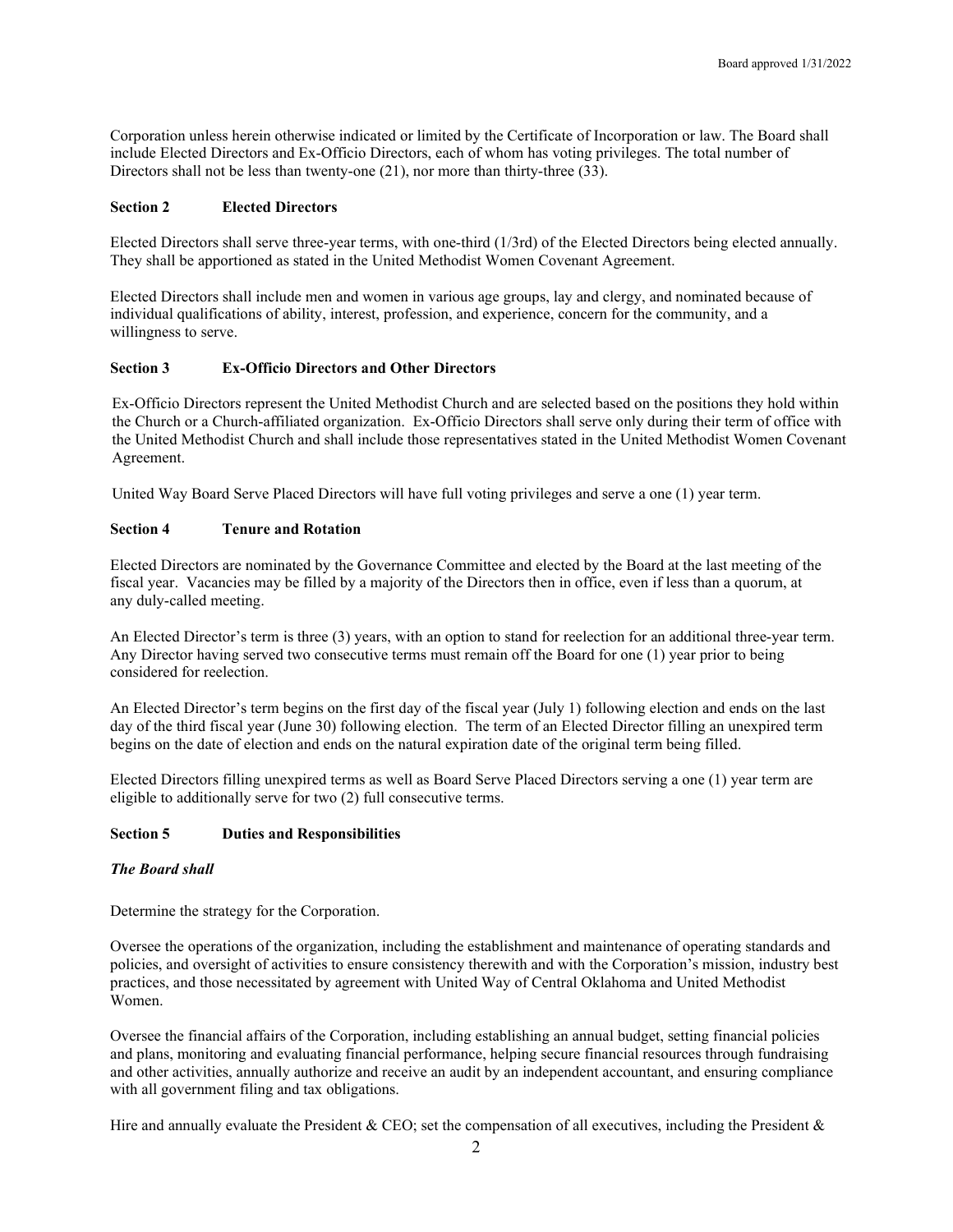Corporation unless herein otherwise indicated or limited by the Certificate of Incorporation or law. The Board shall include Elected Directors and Ex-Officio Directors, each of whom has voting privileges. The total number of Directors shall not be less than twenty-one (21), nor more than thirty-three (33).

**Section 2 Elected Directors**

Elected Directors shall serve three-year terms, with one-third (1/3rd) of the Elected Directors being elected annually. They shall be apportioned as stated in the United Methodist Women Covenant Agreement.

Elected Directors shall include men and women in various age groups, lay and clergy, and nominated because of individual qualifications of ability, interest, profession, and experience, concern for the community, and a willingness to serve.

**Section 3 Ex-Officio Directors and Other Directors**

Ex-Officio Directors represent the United Methodist Church and are selected based on the positions they hold within the Church or a Church-affiliated organization. Ex-Officio Directors shall serve only during their term of office with the United Methodist Church and shall include those representatives stated in the United Methodist Women Covenant Agreement.

United Way Board Serve Placed Directors will have full voting privileges and serve a one (1) year term.

**Section 4 Tenure and Rotation**

Elected Directors are nominated by the Governance Committee and elected by the Board at the last meeting of the fiscal year. Vacancies may be filled by a majority of the Directors then in office, even if less than a quorum, at any duly-called meeting.

An Elected Director's term is three (3) years, with an option to stand for reelection for an additional three-year term. Any Director having served two consecutive terms must remain off the Board for one (1) year prior to being considered for reelection.

An Elected Director's term begins on the first day of the fiscal year (July 1) following election and ends on the last day of the third fiscal year (June 30) following election. The term of an Elected Director filling an unexpired term begins on the date of election and ends on the natural expiration date of the original term being filled.

Elected Directors filling unexpired terms as well as Board Serve Placed Directors serving a one (1) year term are eligible to additionally serve for two (2) full consecutive terms.

**Section 5 Duties and Responsibilities**

***The Board shall***

Determine the strategy for the Corporation.

Oversee the operations of the organization, including the establishment and maintenance of operating standards and policies, and oversight of activities to ensure consistency therewith and with the Corporation's mission, industry best practices, and those necessitated by agreement with United Way of Central Oklahoma and United Methodist Women.

Oversee the financial affairs of the Corporation, including establishing an annual budget, setting financial policies and plans, monitoring and evaluating financial performance, helping secure financial resources through fundraising and other activities, annually authorize and receive an audit by an independent accountant, and ensuring compliance with all government filing and tax obligations.

Hire and annually evaluate the President & CEO; set the compensation of all executives, including the President &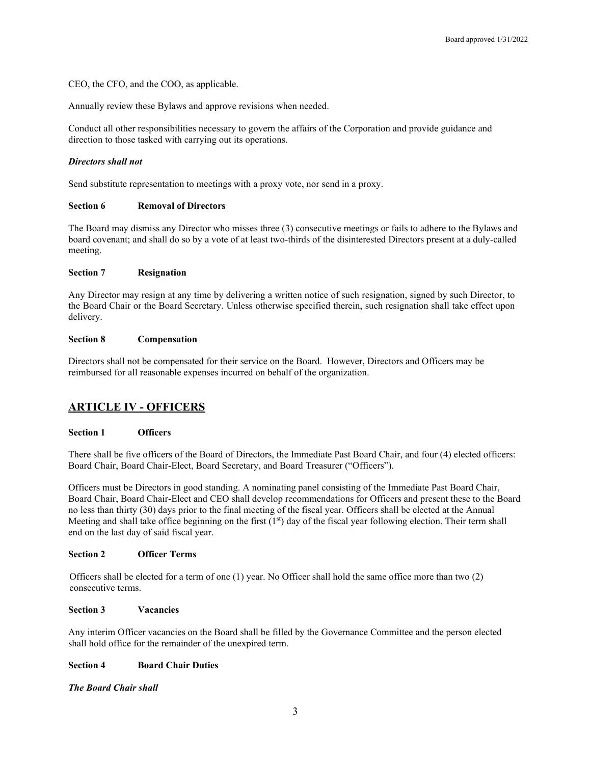CEO, the CFO, and the COO, as applicable.

Annually review these Bylaws and approve revisions when needed.

Conduct all other responsibilities necessary to govern the affairs of the Corporation and provide guidance and direction to those tasked with carrying out its operations.

***Directors shall not***

Send substitute representation to meetings with a proxy vote, nor send in a proxy.

**Section 6 Removal of Directors**

The Board may dismiss any Director who misses three (3) consecutive meetings or fails to adhere to the Bylaws and board covenant; and shall do so by a vote of at least two-thirds of the disinterested Directors present at a duly-called meeting.

**Section 7 Resignation**

Any Director may resign at any time by delivering a written notice of such resignation, signed by such Director, to the Board Chair or the Board Secretary. Unless otherwise specified therein, such resignation shall take effect upon delivery.

**Section 8 Compensation**

Directors shall not be compensated for their service on the Board. However, Directors and Officers may be reimbursed for all reasonable expenses incurred on behalf of the organization.

## ARTICLE IV - OFFICERS

**Section 1 Officers**

There shall be five officers of the Board of Directors, the Immediate Past Board Chair, and four (4) elected officers: Board Chair, Board Chair-Elect, Board Secretary, and Board Treasurer ("Officers").

Officers must be Directors in good standing. A nominating panel consisting of the Immediate Past Board Chair, Board Chair, Board Chair-Elect and CEO shall develop recommendations for Officers and present these to the Board no less than thirty (30) days prior to the final meeting of the fiscal year. Officers shall be elected at the Annual Meeting and shall take office beginning on the first (1st) day of the fiscal year following election. Their term shall end on the last day of said fiscal year.

**Section 2 Officer Terms**

Officers shall be elected for a term of one (1) year. No Officer shall hold the same office more than two (2) consecutive terms.

**Section 3 Vacancies**

Any interim Officer vacancies on the Board shall be filled by the Governance Committee and the person elected shall hold office for the remainder of the unexpired term.

**Section 4 Board Chair Duties**

***The Board Chair shall***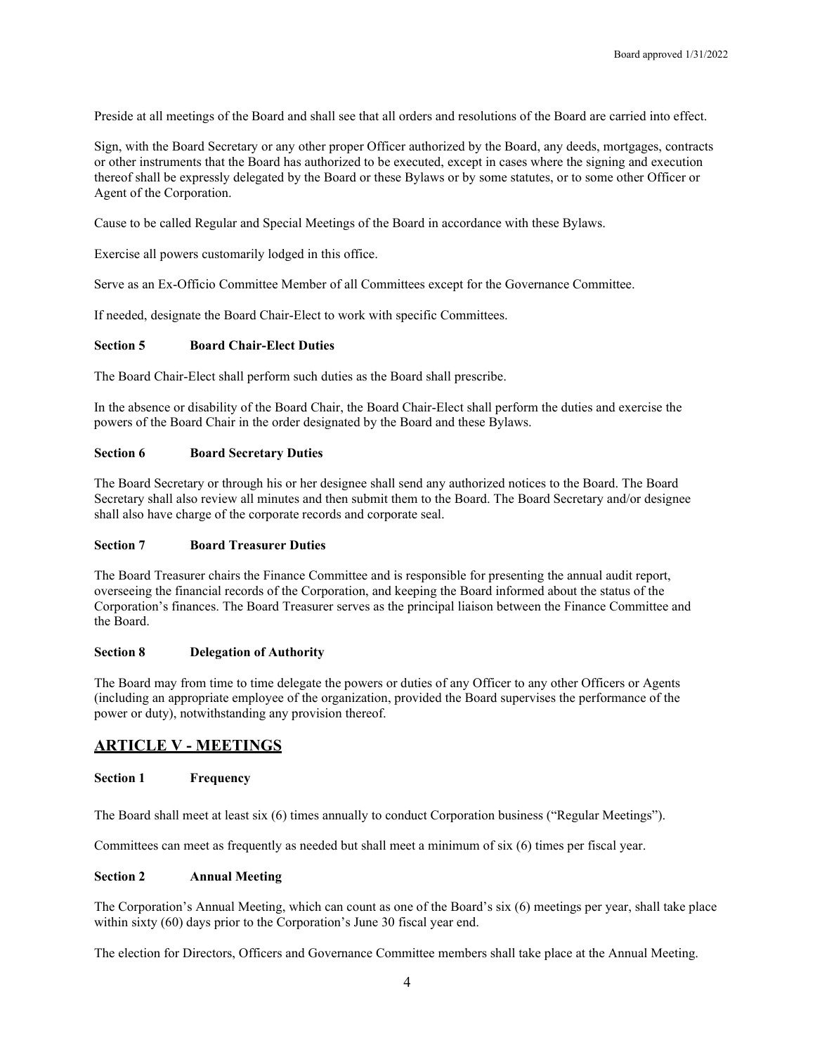Preside at all meetings of the Board and shall see that all orders and resolutions of the Board are carried into effect.

Sign, with the Board Secretary or any other proper Officer authorized by the Board, any deeds, mortgages, contracts or other instruments that the Board has authorized to be executed, except in cases where the signing and execution thereof shall be expressly delegated by the Board or these Bylaws or by some statutes, or to some other Officer or Agent of the Corporation.

Cause to be called Regular and Special Meetings of the Board in accordance with these Bylaws.

Exercise all powers customarily lodged in this office.

Serve as an Ex-Officio Committee Member of all Committees except for the Governance Committee.

If needed, designate the Board Chair-Elect to work with specific Committees.

**Section 5 Board Chair-Elect Duties**

The Board Chair-Elect shall perform such duties as the Board shall prescribe.

In the absence or disability of the Board Chair, the Board Chair-Elect shall perform the duties and exercise the powers of the Board Chair in the order designated by the Board and these Bylaws.

**Section 6 Board Secretary Duties**

The Board Secretary or through his or her designee shall send any authorized notices to the Board. The Board Secretary shall also review all minutes and then submit them to the Board. The Board Secretary and/or designee shall also have charge of the corporate records and corporate seal.

**Section 7 Board Treasurer Duties**

The Board Treasurer chairs the Finance Committee and is responsible for presenting the annual audit report, overseeing the financial records of the Corporation, and keeping the Board informed about the status of the Corporation's finances. The Board Treasurer serves as the principal liaison between the Finance Committee and the Board.

**Section 8 Delegation of Authority**

The Board may from time to time delegate the powers or duties of any Officer to any other Officers or Agents (including an appropriate employee of the organization, provided the Board supervises the performance of the power or duty), notwithstanding any provision thereof.

## ARTICLE V - MEETINGS

**Section 1 Frequency**

The Board shall meet at least six (6) times annually to conduct Corporation business ("Regular Meetings").

Committees can meet as frequently as needed but shall meet a minimum of six (6) times per fiscal year.

**Section 2 Annual Meeting**

The Corporation's Annual Meeting, which can count as one of the Board's six (6) meetings per year, shall take place within sixty (60) days prior to the Corporation's June 30 fiscal year end.

The election for Directors, Officers and Governance Committee members shall take place at the Annual Meeting.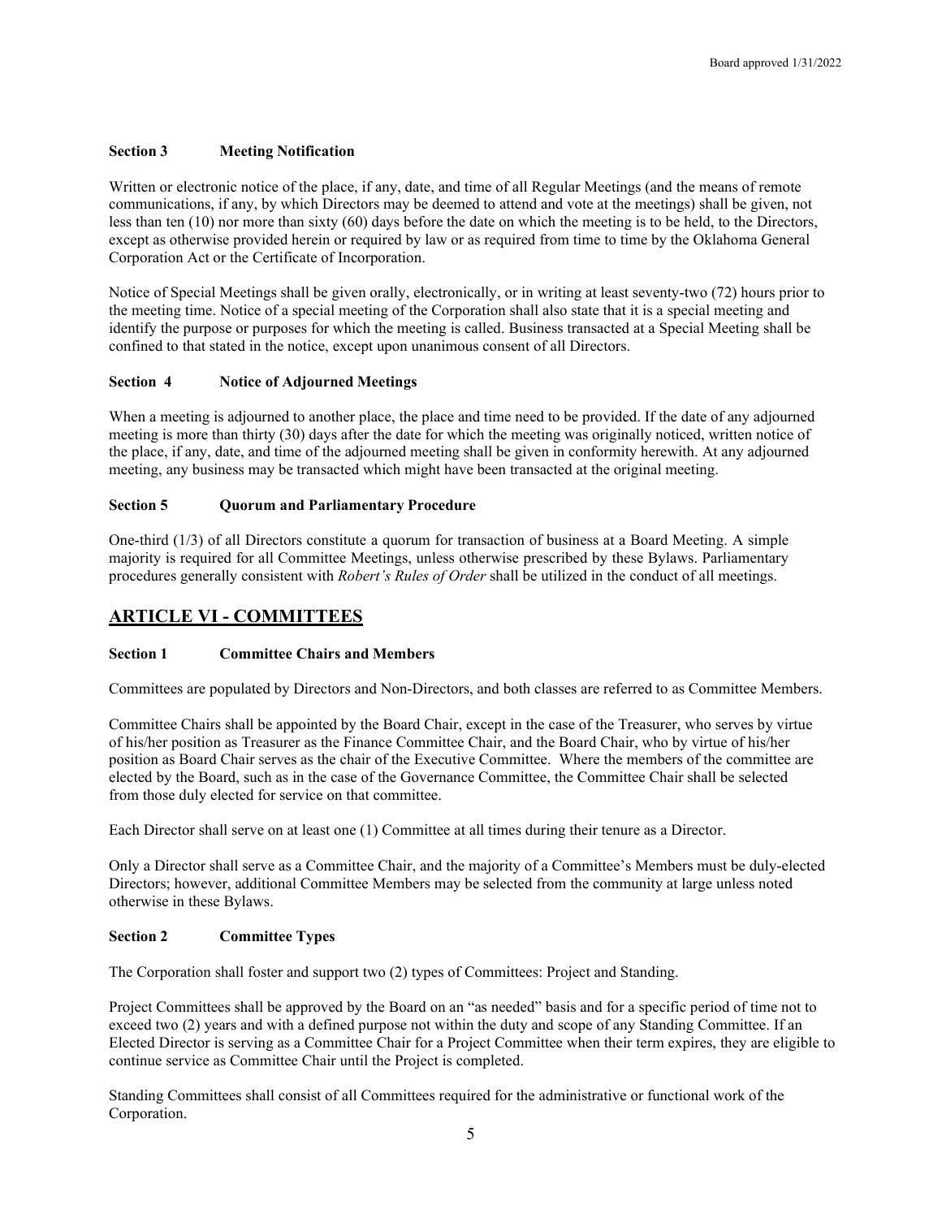**Section 3 Meeting Notification**

Written or electronic notice of the place, if any, date, and time of all Regular Meetings (and the means of remote communications, if any, by which Directors may be deemed to attend and vote at the meetings) shall be given, not less than ten (10) nor more than sixty (60) days before the date on which the meeting is to be held, to the Directors, except as otherwise provided herein or required by law or as required from time to time by the Oklahoma General Corporation Act or the Certificate of Incorporation.

Notice of Special Meetings shall be given orally, electronically, or in writing at least seventy-two (72) hours prior to the meeting time. Notice of a special meeting of the Corporation shall also state that it is a special meeting and identify the purpose or purposes for which the meeting is called. Business transacted at a Special Meeting shall be confined to that stated in the notice, except upon unanimous consent of all Directors.

**Section 4 Notice of Adjourned Meetings**

When a meeting is adjourned to another place, the place and time need to be provided. If the date of any adjourned meeting is more than thirty (30) days after the date for which the meeting was originally noticed, written notice of the place, if any, date, and time of the adjourned meeting shall be given in conformity herewith. At any adjourned meeting, any business may be transacted which might have been transacted at the original meeting.

**Section 5 Quorum and Parliamentary Procedure**

One-third (1/3) of all Directors constitute a quorum for transaction of business at a Board Meeting. A simple majority is required for all Committee Meetings, unless otherwise prescribed by these Bylaws. Parliamentary procedures generally consistent with *Robert's Rules of Order* shall be utilized in the conduct of all meetings.

## ARTICLE VI - COMMITTEES

**Section 1 Committee Chairs and Members**

Committees are populated by Directors and Non-Directors, and both classes are referred to as Committee Members.

Committee Chairs shall be appointed by the Board Chair, except in the case of the Treasurer, who serves by virtue of his/her position as Treasurer as the Finance Committee Chair, and the Board Chair, who by virtue of his/her position as Board Chair serves as the chair of the Executive Committee. Where the members of the committee are elected by the Board, such as in the case of the Governance Committee, the Committee Chair shall be selected from those duly elected for service on that committee.

Each Director shall serve on at least one (1) Committee at all times during their tenure as a Director.

Only a Director shall serve as a Committee Chair, and the majority of a Committee's Members must be duly-elected Directors; however, additional Committee Members may be selected from the community at large unless noted otherwise in these Bylaws.

**Section 2 Committee Types**

The Corporation shall foster and support two (2) types of Committees: Project and Standing.

Project Committees shall be approved by the Board on an "as needed" basis and for a specific period of time not to exceed two (2) years and with a defined purpose not within the duty and scope of any Standing Committee. If an Elected Director is serving as a Committee Chair for a Project Committee when their term expires, they are eligible to continue service as Committee Chair until the Project is completed.

Standing Committees shall consist of all Committees required for the administrative or functional work of the Corporation.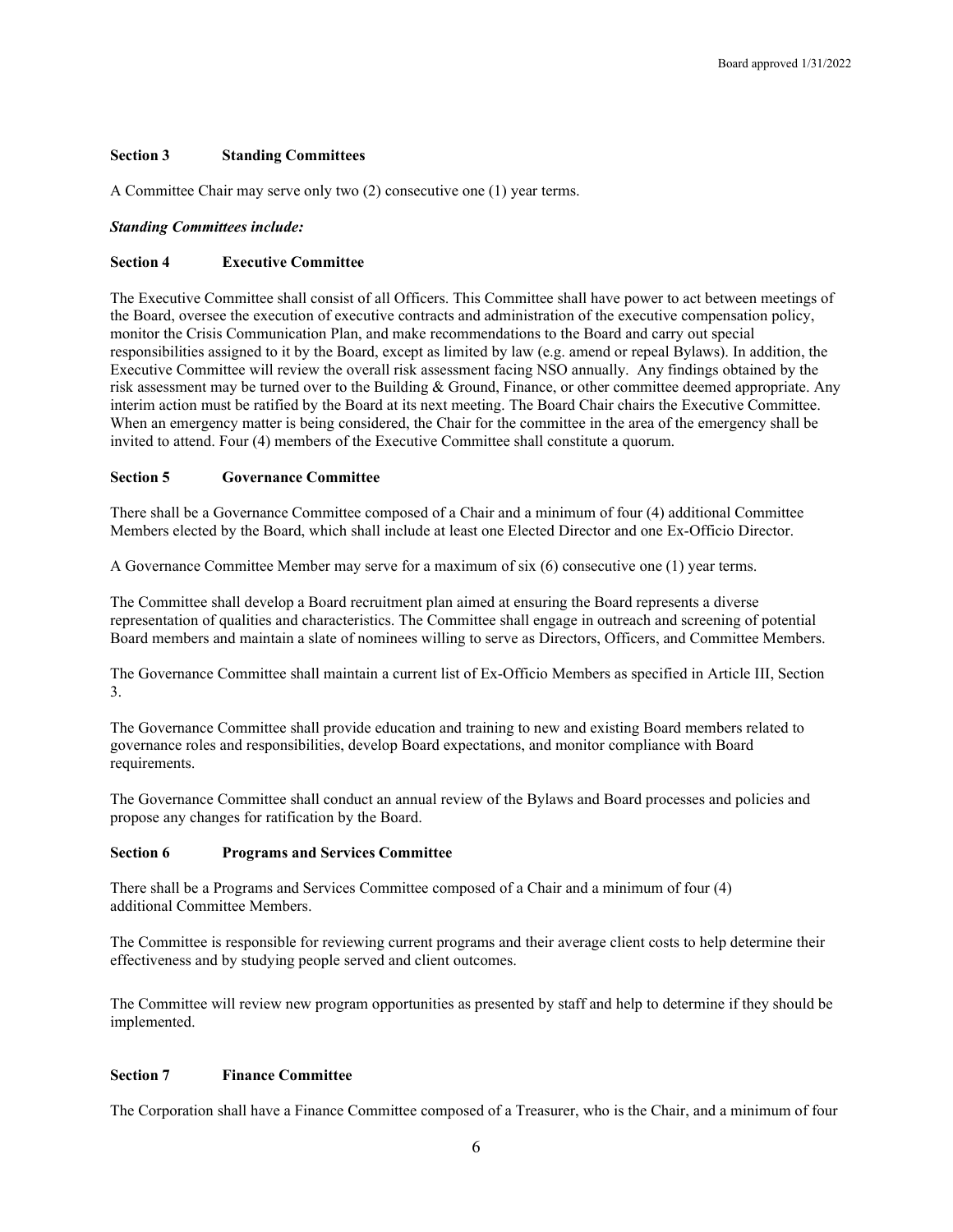### Section 3 Standing Committees

A Committee Chair may serve only two (2) consecutive one (1) year terms.

***Standing Committees include:***

### Section 4 Executive Committee

The Executive Committee shall consist of all Officers. This Committee shall have power to act between meetings of the Board, oversee the execution of executive contracts and administration of the executive compensation policy, monitor the Crisis Communication Plan, and make recommendations to the Board and carry out special responsibilities assigned to it by the Board, except as limited by law (e.g. amend or repeal Bylaws). In addition, the Executive Committee will review the overall risk assessment facing NSO annually. Any findings obtained by the risk assessment may be turned over to the Building & Ground, Finance, or other committee deemed appropriate. Any interim action must be ratified by the Board at its next meeting. The Board Chair chairs the Executive Committee. When an emergency matter is being considered, the Chair for the committee in the area of the emergency shall be invited to attend. Four (4) members of the Executive Committee shall constitute a quorum.

### Section 5 Governance Committee

There shall be a Governance Committee composed of a Chair and a minimum of four (4) additional Committee Members elected by the Board, which shall include at least one Elected Director and one Ex-Officio Director.

A Governance Committee Member may serve for a maximum of six (6) consecutive one (1) year terms.

The Committee shall develop a Board recruitment plan aimed at ensuring the Board represents a diverse representation of qualities and characteristics. The Committee shall engage in outreach and screening of potential Board members and maintain a slate of nominees willing to serve as Directors, Officers, and Committee Members.

The Governance Committee shall maintain a current list of Ex-Officio Members as specified in Article III, Section 3.

The Governance Committee shall provide education and training to new and existing Board members related to governance roles and responsibilities, develop Board expectations, and monitor compliance with Board requirements.

The Governance Committee shall conduct an annual review of the Bylaws and Board processes and policies and propose any changes for ratification by the Board.

### Section 6 Programs and Services Committee

There shall be a Programs and Services Committee composed of a Chair and a minimum of four (4) additional Committee Members.

The Committee is responsible for reviewing current programs and their average client costs to help determine their effectiveness and by studying people served and client outcomes.

The Committee will review new program opportunities as presented by staff and help to determine if they should be implemented.

### Section 7 Finance Committee

The Corporation shall have a Finance Committee composed of a Treasurer, who is the Chair, and a minimum of four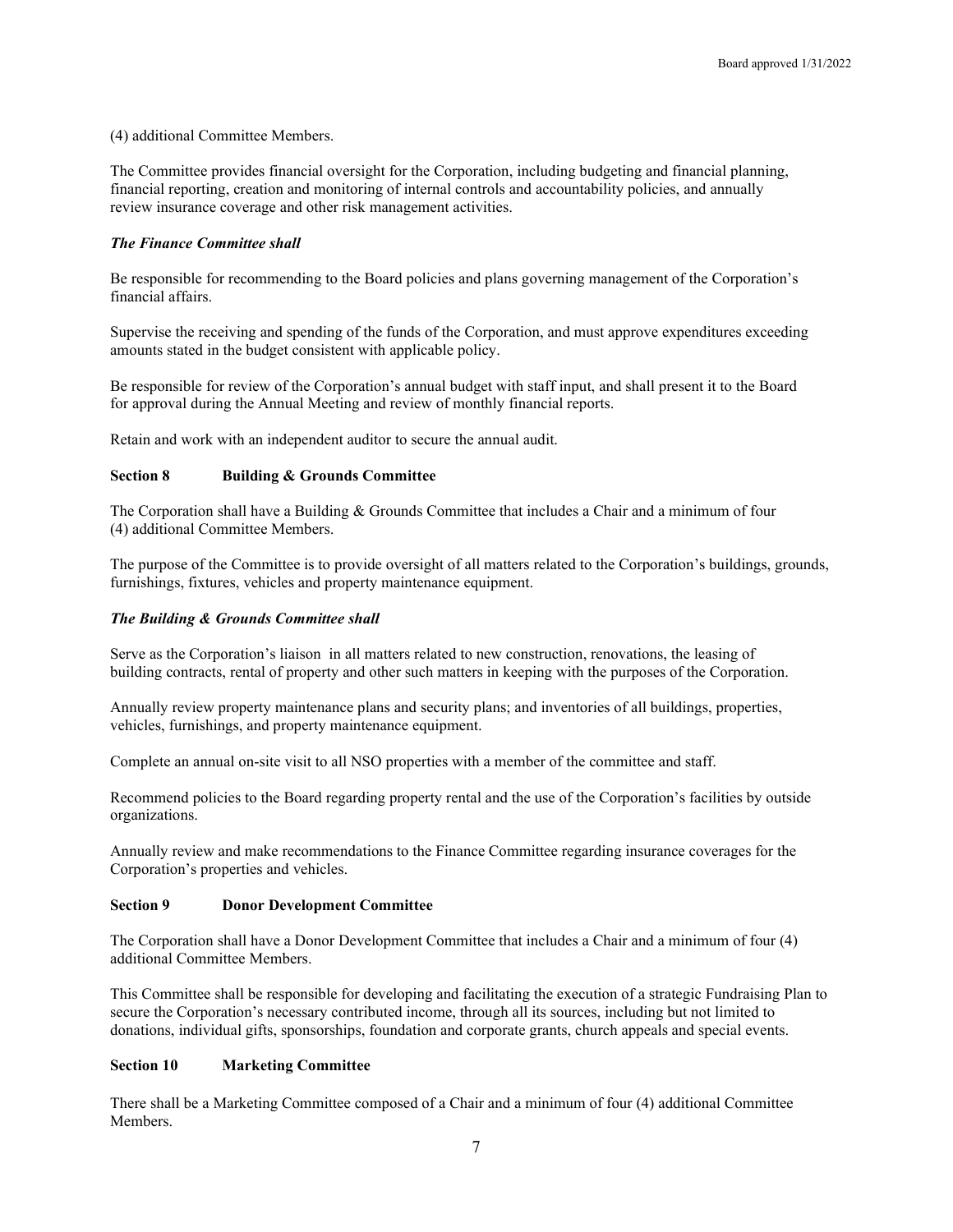(4) additional Committee Members.

The Committee provides financial oversight for the Corporation, including budgeting and financial planning, financial reporting, creation and monitoring of internal controls and accountability policies, and annually review insurance coverage and other risk management activities.

***The Finance Committee shall***

Be responsible for recommending to the Board policies and plans governing management of the Corporation's financial affairs.

Supervise the receiving and spending of the funds of the Corporation, and must approve expenditures exceeding amounts stated in the budget consistent with applicable policy.

Be responsible for review of the Corporation's annual budget with staff input, and shall present it to the Board for approval during the Annual Meeting and review of monthly financial reports.

Retain and work with an independent auditor to secure the annual audit.

**Section 8 Building & Grounds Committee**

The Corporation shall have a Building & Grounds Committee that includes a Chair and a minimum of four (4) additional Committee Members.

The purpose of the Committee is to provide oversight of all matters related to the Corporation's buildings, grounds, furnishings, fixtures, vehicles and property maintenance equipment.

***The Building & Grounds Committee shall***

Serve as the Corporation's liaison in all matters related to new construction, renovations, the leasing of building contracts, rental of property and other such matters in keeping with the purposes of the Corporation.

Annually review property maintenance plans and security plans; and inventories of all buildings, properties, vehicles, furnishings, and property maintenance equipment.

Complete an annual on-site visit to all NSO properties with a member of the committee and staff.

Recommend policies to the Board regarding property rental and the use of the Corporation's facilities by outside organizations.

Annually review and make recommendations to the Finance Committee regarding insurance coverages for the Corporation's properties and vehicles.

**Section 9 Donor Development Committee**

The Corporation shall have a Donor Development Committee that includes a Chair and a minimum of four (4) additional Committee Members.

This Committee shall be responsible for developing and facilitating the execution of a strategic Fundraising Plan to secure the Corporation's necessary contributed income, through all its sources, including but not limited to donations, individual gifts, sponsorships, foundation and corporate grants, church appeals and special events.

**Section 10 Marketing Committee**

There shall be a Marketing Committee composed of a Chair and a minimum of four (4) additional Committee Members.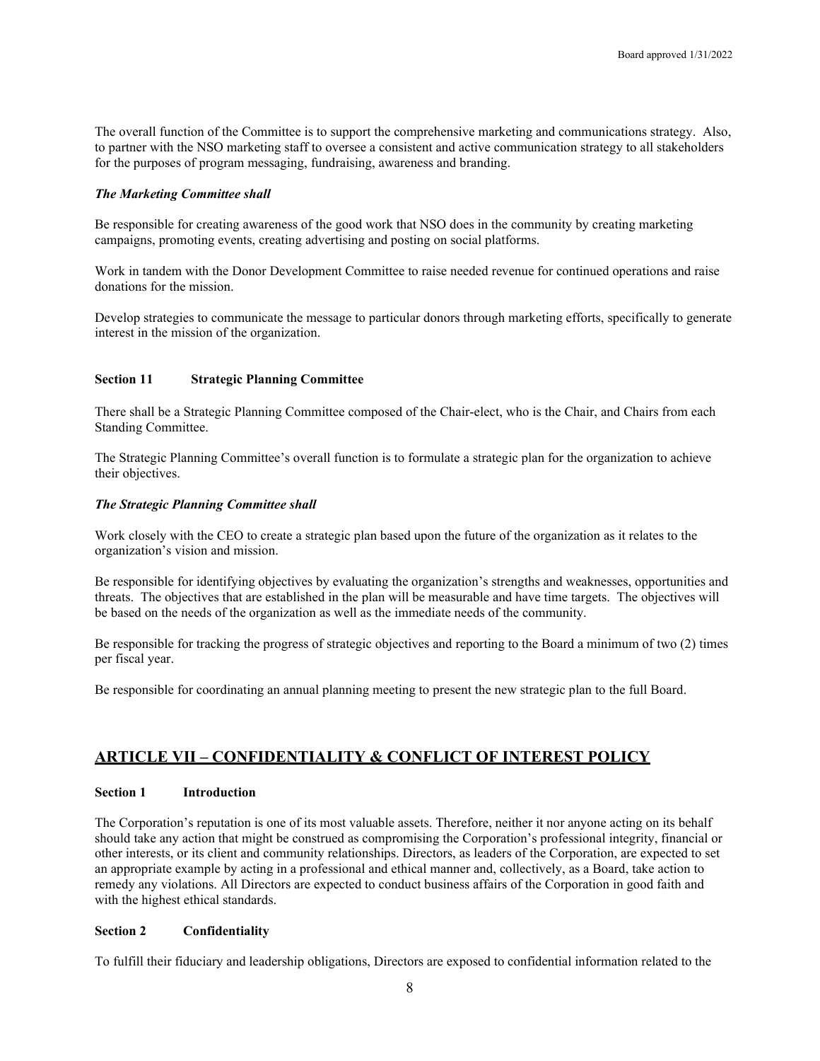The overall function of the Committee is to support the comprehensive marketing and communications strategy. Also, to partner with the NSO marketing staff to oversee a consistent and active communication strategy to all stakeholders for the purposes of program messaging, fundraising, awareness and branding.

***The Marketing Committee shall***

Be responsible for creating awareness of the good work that NSO does in the community by creating marketing campaigns, promoting events, creating advertising and posting on social platforms.

Work in tandem with the Donor Development Committee to raise needed revenue for continued operations and raise donations for the mission.

Develop strategies to communicate the message to particular donors through marketing efforts, specifically to generate interest in the mission of the organization.

### Section 11 Strategic Planning Committee

There shall be a Strategic Planning Committee composed of the Chair-elect, who is the Chair, and Chairs from each Standing Committee.

The Strategic Planning Committee's overall function is to formulate a strategic plan for the organization to achieve their objectives.

***The Strategic Planning Committee shall***

Work closely with the CEO to create a strategic plan based upon the future of the organization as it relates to the organization's vision and mission.

Be responsible for identifying objectives by evaluating the organization's strengths and weaknesses, opportunities and threats. The objectives that are established in the plan will be measurable and have time targets. The objectives will be based on the needs of the organization as well the immediate needs of the community.

Be responsible for tracking the progress of strategic objectives and reporting to the Board a minimum of two (2) times per fiscal year.

Be responsible for coordinating an annual planning meeting to present the new strategic plan to the full Board.

## ARTICLE VII – CONFIDENTIALITY & CONFLICT OF INTEREST POLICY

### Section 1 Introduction

The Corporation's reputation is one of its most valuable assets. Therefore, neither it nor anyone acting on its behalf should take any action that might be construed as compromising the Corporation's professional integrity, financial or other interests, or its client and community relationships. Directors, as leaders of the Corporation, are expected to set an appropriate example by acting in a professional and ethical manner and, collectively, as a Board, take action to remedy any violations. All Directors are expected to conduct business affairs of the Corporation in good faith and with the highest ethical standards.

### Section 2 Confidentiality

To fulfill their fiduciary and leadership obligations, Directors are exposed to confidential information related to the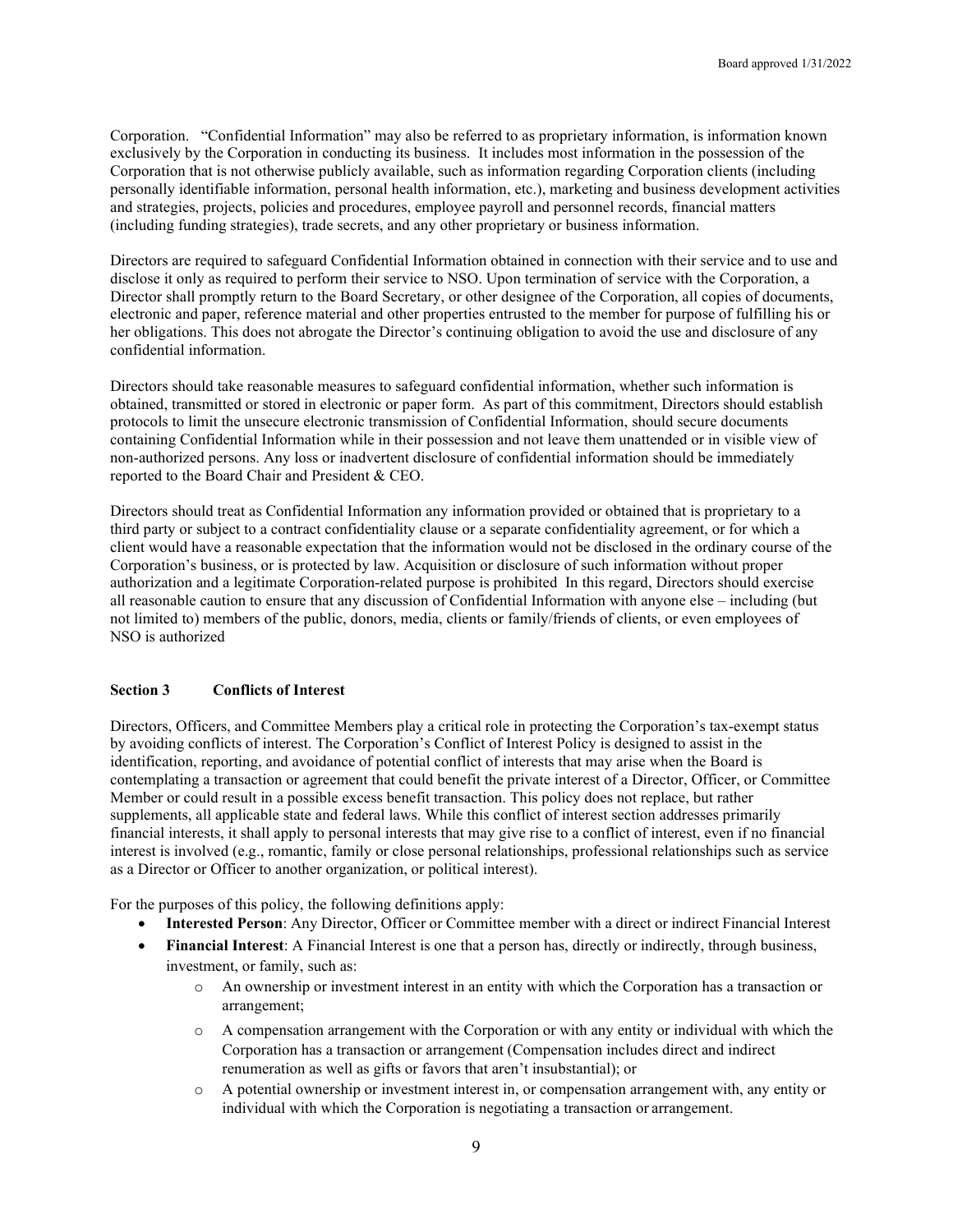Corporation. "Confidential Information" may also be referred to as proprietary information, is information known exclusively by the Corporation in conducting its business. It includes most information in the possession of the Corporation that is not otherwise publicly available, such as information regarding Corporation clients (including personally identifiable information, personal health information, etc.), marketing and business development activities and strategies, projects, policies and procedures, employee payroll and personnel records, financial matters (including funding strategies), trade secrets, and any other proprietary or business information.

Directors are required to safeguard Confidential Information obtained in connection with their service and to use and disclose it only as required to perform their service to NSO. Upon termination of service with the Corporation, a Director shall promptly return to the Board Secretary, or other designee of the Corporation, all copies of documents, electronic and paper, reference material and other properties entrusted to the member for purpose of fulfilling his or her obligations. This does not abrogate the Director's continuing obligation to avoid the use and disclosure of any confidential information.

Directors should take reasonable measures to safeguard confidential information, whether such information is obtained, transmitted or stored in electronic or paper form. As part of this commitment, Directors should establish protocols to limit the unsecure electronic transmission of Confidential Information, should secure documents containing Confidential Information while in their possession and not leave them unattended or in visible view of non-authorized persons. Any loss or inadvertent disclosure of confidential information should be immediately reported to the Board Chair and President & CEO.

Directors should treat as Confidential Information any information provided or obtained that is proprietary to a third party or subject to a contract confidentiality clause or a separate confidentiality agreement, or for which a client would have a reasonable expectation that the information would not be disclosed in the ordinary course of the Corporation's business, or is protected by law. Acquisition or disclosure of such information without proper authorization and a legitimate Corporation-related purpose is prohibited In this regard, Directors should exercise all reasonable caution to ensure that any discussion of Confidential Information with anyone else – including (but not limited to) members of the public, donors, media, clients or family/friends of clients, or even employees of NSO is authorized

### Section 3 Conflicts of Interest

Directors, Officers, and Committee Members play a critical role in protecting the Corporation's tax-exempt status by avoiding conflicts of interest. The Corporation's Conflict of Interest Policy is designed to assist in the identification, reporting, and avoidance of potential conflict of interests that may arise when the Board is contemplating a transaction or agreement that could benefit the private interest of a Director, Officer, or Committee Member or could result in a possible excess benefit transaction. This policy does not replace, but rather supplements, all applicable state and federal laws. While this conflict of interest section addresses primarily financial interests, it shall apply to personal interests that may give rise to a conflict of interest, even if no financial interest is involved (e.g., romantic, family or close personal relationships, professional relationships such as service as a Director or Officer to another organization, or political interest).

For the purposes of this policy, the following definitions apply:

- **Interested Person**: Any Director, Officer or Committee member with a direct or indirect Financial Interest
- **Financial Interest**: A Financial Interest is one that a person has, directly or indirectly, through business, investment, or family, such as:
  - An ownership or investment interest in an entity with which the Corporation has a transaction or arrangement;
  - A compensation arrangement with the Corporation or with any entity or individual with which the Corporation has a transaction or arrangement (Compensation includes direct and indirect renumeration as well as gifts or favors that aren't insubstantial); or
  - A potential ownership or investment interest in, or compensation arrangement with, any entity or individual with which the Corporation is negotiating a transaction or arrangement.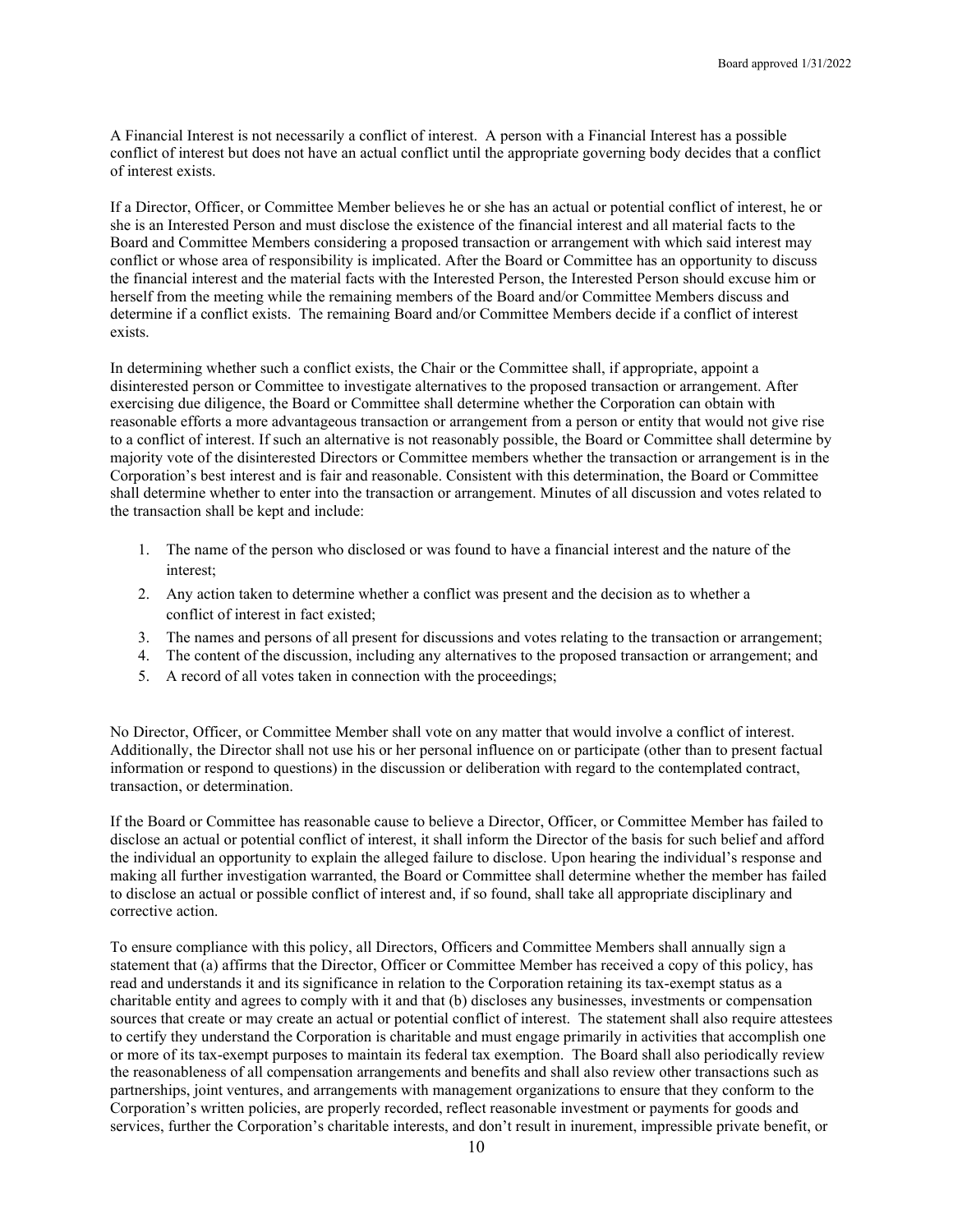A Financial Interest is not necessarily a conflict of interest. A person with a Financial Interest has a possible conflict of interest but does not have an actual conflict until the appropriate governing body decides that a conflict of interest exists.

If a Director, Officer, or Committee Member believes he or she has an actual or potential conflict of interest, he or she is an Interested Person and must disclose the existence of the financial interest and all material facts to the Board and Committee Members considering a proposed transaction or arrangement with which said interest may conflict or whose area of responsibility is implicated. After the Board or Committee has an opportunity to discuss the financial interest and the material facts with the Interested Person, the Interested Person should excuse him or herself from the meeting while the remaining members of the Board and/or Committee Members discuss and determine if a conflict exists. The remaining Board and/or Committee Members decide if a conflict of interest exists.

In determining whether such a conflict exists, the Chair or the Committee shall, if appropriate, appoint a disinterested person or Committee to investigate alternatives to the proposed transaction or arrangement. After exercising due diligence, the Board or Committee shall determine whether the Corporation can obtain with reasonable efforts a more advantageous transaction or arrangement from a person or entity that would not give rise to a conflict of interest. If such an alternative is not reasonably possible, the Board or Committee shall determine by majority vote of the disinterested Directors or Committee members whether the transaction or arrangement is in the Corporation's best interest and is fair and reasonable. Consistent with this determination, the Board or Committee shall determine whether to enter into the transaction or arrangement. Minutes of all discussion and votes related to the transaction shall be kept and include:

1. The name of the person who disclosed or was found to have a financial interest and the nature of the interest;
2. Any action taken to determine whether a conflict was present and the decision as to whether a conflict of interest in fact existed;
3. The names and persons of all present for discussions and votes relating to the transaction or arrangement;
4. The content of the discussion, including any alternatives to the proposed transaction or arrangement; and
5. A record of all votes taken in connection with the proceedings;

No Director, Officer, or Committee Member shall vote on any matter that would involve a conflict of interest. Additionally, the Director shall not use his or her personal influence on or participate (other than to present factual information or respond to questions) in the discussion or deliberation with regard to the contemplated contract, transaction, or determination.

If the Board or Committee has reasonable cause to believe a Director, Officer, or Committee Member has failed to disclose an actual or potential conflict of interest, it shall inform the Director of the basis for such belief and afford the individual an opportunity to explain the alleged failure to disclose. Upon hearing the individual's response and making all further investigation warranted, the Board or Committee shall determine whether the member has failed to disclose an actual or possible conflict of interest and, if so found, shall take all appropriate disciplinary and corrective action.

To ensure compliance with this policy, all Directors, Officers and Committee Members shall annually sign a statement that (a) affirms that the Director, Officer or Committee Member has received a copy of this policy, has read and understands it and its significance in relation to the Corporation retaining its tax-exempt status as a charitable entity and agrees to comply with it and that (b) discloses any businesses, investments or compensation sources that create or may create an actual or potential conflict of interest. The statement shall also require attestees to certify they understand the Corporation is charitable and must engage primarily in activities that accomplish one or more of its tax-exempt purposes to maintain its federal tax exemption. The Board shall also periodically review the reasonableness of all compensation arrangements and benefits and shall also review other transactions such as partnerships, joint ventures, and arrangements with management organizations to ensure that they conform to the Corporation's written policies, are properly recorded, reflect reasonable investment or payments for goods and services, further the Corporation's charitable interests, and don't result in inurement, impressible private benefit, or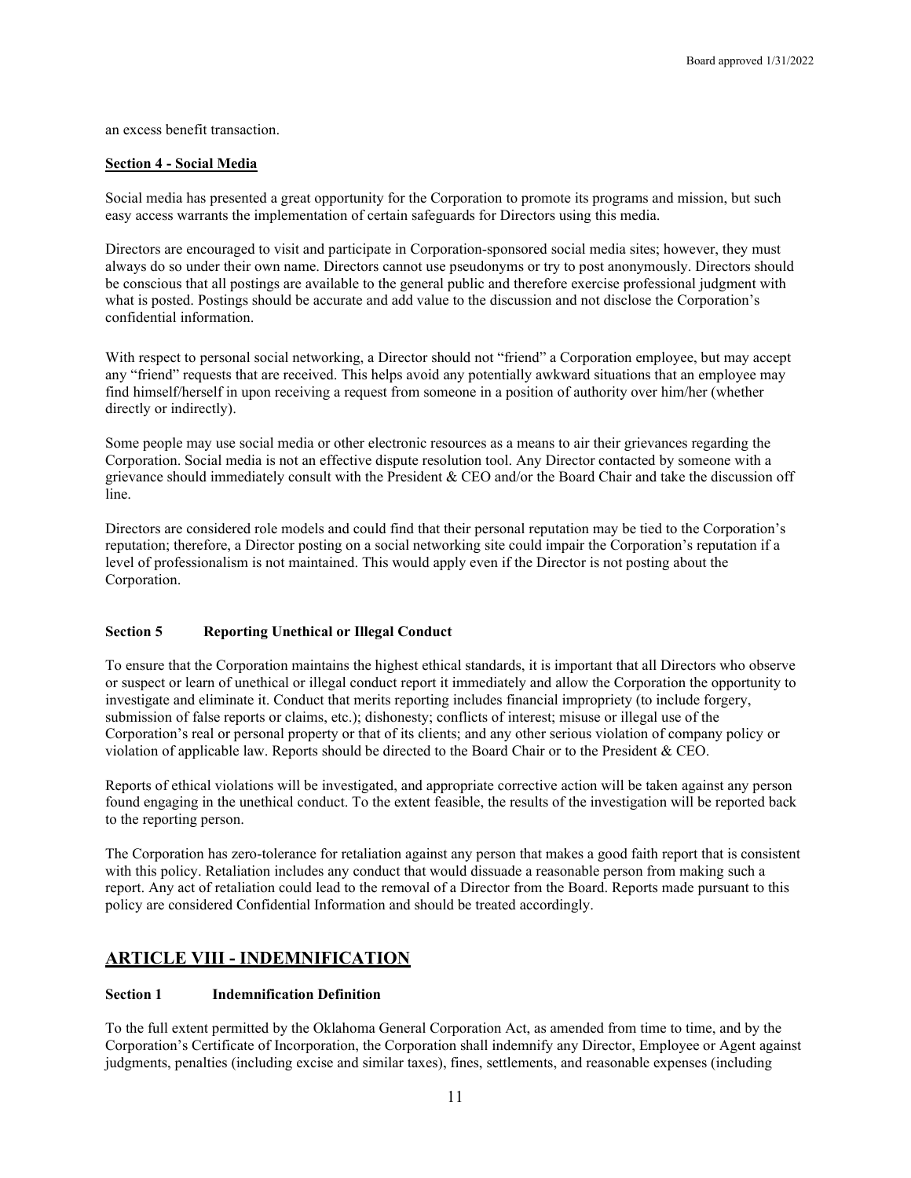an excess benefit transaction.

**Section 4 - Social Media**

Social media has presented a great opportunity for the Corporation to promote its programs and mission, but such easy access warrants the implementation of certain safeguards for Directors using this media.

Directors are encouraged to visit and participate in Corporation-sponsored social media sites; however, they must always do so under their own name. Directors cannot use pseudonyms or try to post anonymously. Directors should be conscious that all postings are available to the general public and therefore exercise professional judgment with what is posted. Postings should be accurate and add value to the discussion and not disclose the Corporation's confidential information.

With respect to personal social networking, a Director should not "friend" a Corporation employee, but may accept any "friend" requests that are received. This helps avoid any potentially awkward situations that an employee may find himself/herself in upon receiving a request from someone in a position of authority over him/her (whether directly or indirectly).

Some people may use social media or other electronic resources as a means to air their grievances regarding the Corporation. Social media is not an effective dispute resolution tool. Any Director contacted by someone with a grievance should immediately consult with the President & CEO and/or the Board Chair and take the discussion off line.

Directors are considered role models and could find that their personal reputation may be tied to the Corporation's reputation; therefore, a Director posting on a social networking site could impair the Corporation's reputation if a level of professionalism is not maintained. This would apply even if the Director is not posting about the Corporation.

**Section 5 Reporting Unethical or Illegal Conduct**

To ensure that the Corporation maintains the highest ethical standards, it is important that all Directors who observe or suspect or learn of unethical or illegal conduct report it immediately and allow the Corporation the opportunity to investigate and eliminate it. Conduct that merits reporting includes financial impropriety (to include forgery, submission of false reports or claims, etc.); dishonesty; conflicts of interest; misuse or illegal use of the Corporation's real or personal property or that of its clients; and any other serious violation of company policy or violation of applicable law. Reports should be directed to the Board Chair or to the President & CEO.

Reports of ethical violations will be investigated, and appropriate corrective action will be taken against any person found engaging in the unethical conduct. To the extent feasible, the results of the investigation will be reported back to the reporting person.

The Corporation has zero-tolerance for retaliation against any person that makes a good faith report that is consistent with this policy. Retaliation includes any conduct that would dissuade a reasonable person from making such a report. Any act of retaliation could lead to the removal of a Director from the Board. Reports made pursuant to this policy are considered Confidential Information and should be treated accordingly.

## ARTICLE VIII - INDEMNIFICATION

**Section 1 Indemnification Definition**

To the full extent permitted by the Oklahoma General Corporation Act, as amended from time to time, and by the Corporation's Certificate of Incorporation, the Corporation shall indemnify any Director, Employee or Agent against judgments, penalties (including excise and similar taxes), fines, settlements, and reasonable expenses (including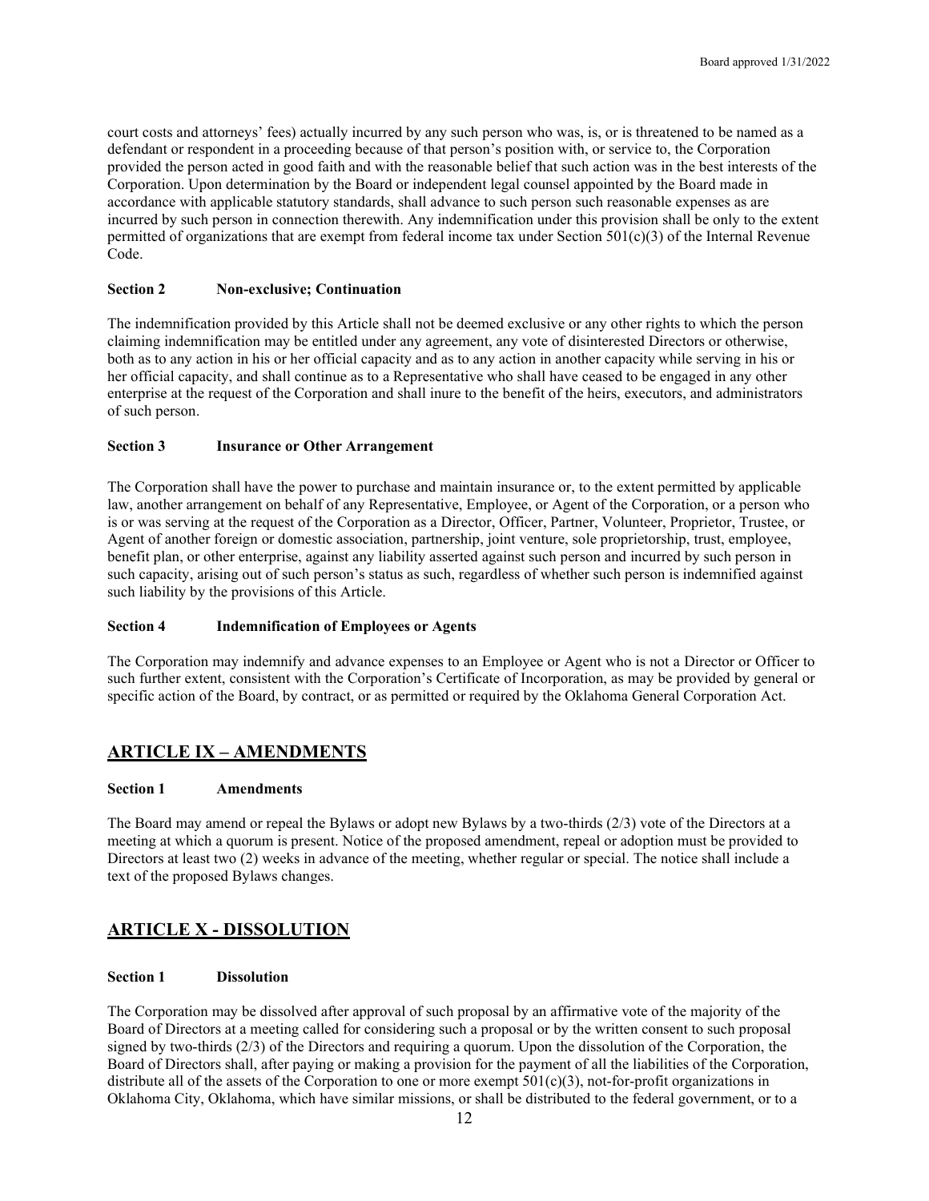court costs and attorneys' fees) actually incurred by any such person who was, is, or is threatened to be named as a defendant or respondent in a proceeding because of that person's position with, or service to, the Corporation provided the person acted in good faith and with the reasonable belief that such action was in the best interests of the Corporation. Upon determination by the Board or independent legal counsel appointed by the Board made in accordance with applicable statutory standards, shall advance to such person such reasonable expenses as are incurred by such person in connection therewith. Any indemnification under this provision shall be only to the extent permitted of organizations that are exempt from federal income tax under Section 501(c)(3) of the Internal Revenue Code.

**Section 2 Non-exclusive; Continuation**

The indemnification provided by this Article shall not be deemed exclusive or any other rights to which the person claiming indemnification may be entitled under any agreement, any vote of disinterested Directors or otherwise, both as to any action in his or her official capacity and as to any action in another capacity while serving in his or her official capacity, and shall continue as to a Representative who shall have ceased to be engaged in any other enterprise at the request of the Corporation and shall inure to the benefit of the heirs, executors, and administrators of such person.

**Section 3 Insurance or Other Arrangement**

The Corporation shall have the power to purchase and maintain insurance or, to the extent permitted by applicable law, another arrangement on behalf of any Representative, Employee, or Agent of the Corporation, or a person who is or was serving at the request of the Corporation as a Director, Officer, Partner, Volunteer, Proprietor, Trustee, or Agent of another foreign or domestic association, partnership, joint venture, sole proprietorship, trust, employee, benefit plan, or other enterprise, against any liability asserted against such person and incurred by such person in such capacity, arising out of such person's status as such, regardless of whether such person is indemnified against such liability by the provisions of this Article.

**Section 4 Indemnification of Employees or Agents**

The Corporation may indemnify and advance expenses to an Employee or Agent who is not a Director or Officer to such further extent, consistent with the Corporation's Certificate of Incorporation, as may be provided by general or specific action of the Board, by contract, or as permitted or required by the Oklahoma General Corporation Act.

## ARTICLE IX – AMENDMENTS

**Section 1 Amendments**

The Board may amend or repeal the Bylaws or adopt new Bylaws by a two-thirds (2/3) vote of the Directors at a meeting at which a quorum is present. Notice of the proposed amendment, repeal or adoption must be provided to Directors at least two (2) weeks in advance of the meeting, whether regular or special. The notice shall include a text of the proposed Bylaws changes.

## ARTICLE X - DISSOLUTION

**Section 1 Dissolution**

The Corporation may be dissolved after approval of such proposal by an affirmative vote of the majority of the Board of Directors at a meeting called for considering such a proposal or by the written consent to such proposal signed by two-thirds (2/3) of the Directors and requiring a quorum. Upon the dissolution of the Corporation, the Board of Directors shall, after paying or making a provision for the payment of all the liabilities of the Corporation, distribute all of the assets of the Corporation to one or more exempt 501(c)(3), not-for-profit organizations in Oklahoma City, Oklahoma, which have similar missions, or shall be distributed to the federal government, or to a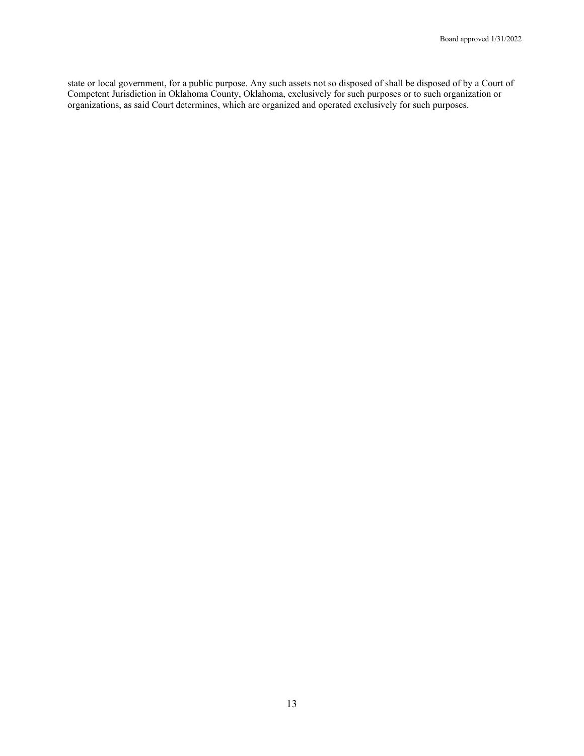state or local government, for a public purpose. Any such assets not so disposed of shall be disposed of by a Court of Competent Jurisdiction in Oklahoma County, Oklahoma, exclusively for such purposes or to such organization or organizations, as said Court determines, which are organized and operated exclusively for such purposes.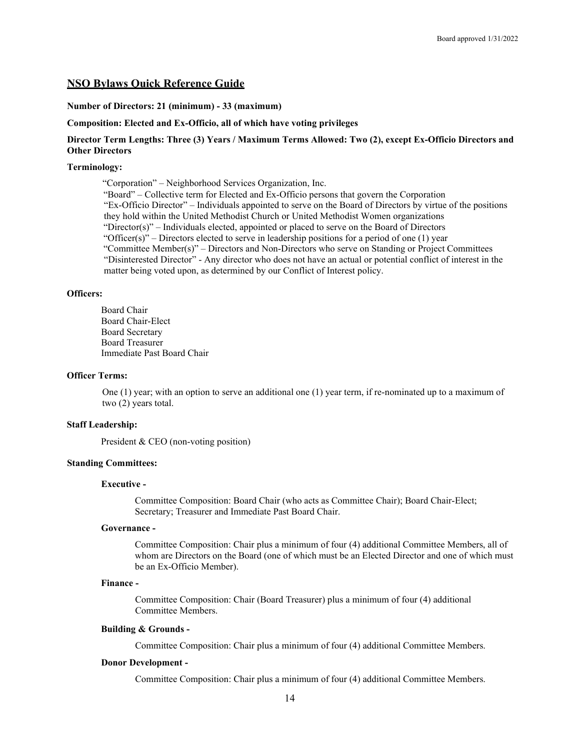## NSO Bylaws Quick Reference Guide

**Number of Directors: 21 (minimum) - 33 (maximum)**

**Composition: Elected and Ex-Officio, all of which have voting privileges**

**Director Term Lengths: Three (3) Years / Maximum Terms Allowed: Two (2), except Ex-Officio Directors and Other Directors**

**Terminology:**

"Corporation" – Neighborhood Services Organization, Inc.
"Board" – Collective term for Elected and Ex-Officio persons that govern the Corporation
"Ex-Officio Director" – Individuals appointed to serve on the Board of Directors by virtue of the positions they hold within the United Methodist Church or United Methodist Women organizations
"Director(s)" – Individuals elected, appointed or placed to serve on the Board of Directors
"Officer(s)" – Directors elected to serve in leadership positions for a period of one (1) year
"Committee Member(s)" – Directors and Non-Directors who serve on Standing or Project Committees
"Disinterested Director" - Any director who does not have an actual or potential conflict of interest in the matter being voted upon, as determined by our Conflict of Interest policy.

**Officers:**

Board Chair
Board Chair-Elect
Board Secretary
Board Treasurer
Immediate Past Board Chair

**Officer Terms:**

One (1) year; with an option to serve an additional one (1) year term, if re-nominated up to a maximum of two (2) years total.

**Staff Leadership:**

President & CEO (non-voting position)

**Standing Committees:**

**Executive -**

Committee Composition: Board Chair (who acts as Committee Chair); Board Chair-Elect; Secretary; Treasurer and Immediate Past Board Chair.

**Governance -**

Committee Composition: Chair plus a minimum of four (4) additional Committee Members, all of whom are Directors on the Board (one of which must be an Elected Director and one of which must be an Ex-Officio Member).

**Finance -**

Committee Composition: Chair (Board Treasurer) plus a minimum of four (4) additional Committee Members.

**Building & Grounds -**

Committee Composition: Chair plus a minimum of four (4) additional Committee Members.

**Donor Development -**

Committee Composition: Chair plus a minimum of four (4) additional Committee Members.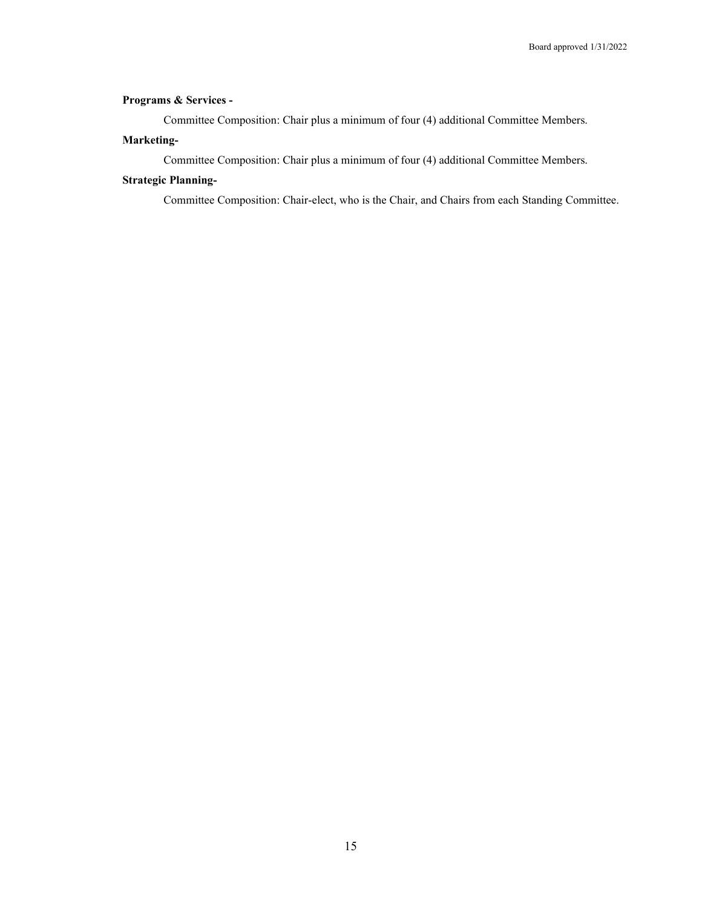**Programs & Services -**

Committee Composition: Chair plus a minimum of four (4) additional Committee Members.

**Marketing-**

Committee Composition: Chair plus a minimum of four (4) additional Committee Members.

**Strategic Planning-**

Committee Composition: Chair-elect, who is the Chair, and Chairs from each Standing Committee.